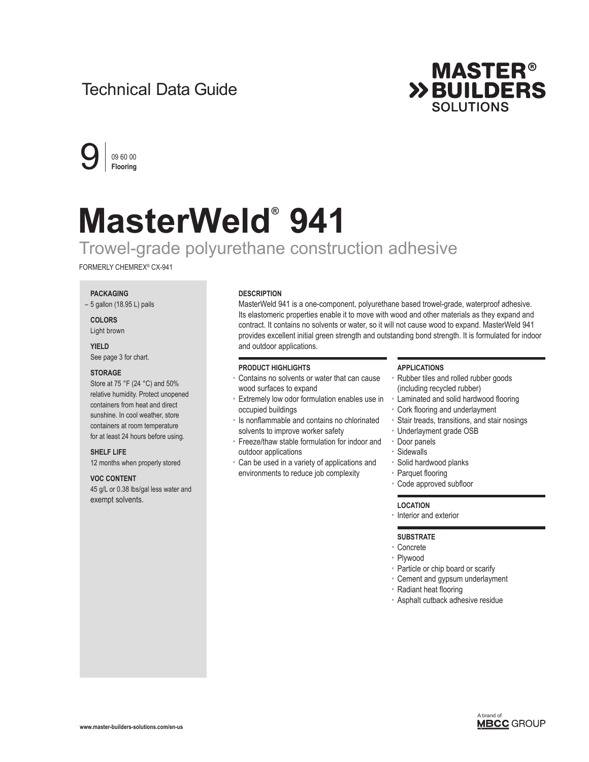Technical Data Guide

9 | 09 60 00 **Flooring**

# MasterWeld® 941

## Trowel-grade polyurethane construction adhesive

FORMERLY CHEMREX® CX-941

**PACKAGING**

– 5 gallon (18.95 L) pails

**COLORS**

Light brown

**YIELD**

See page 3 for chart.

**STORAGE**

Store at 75 °F (24 °C) and 50% relative humidity. Protect unopened containers from heat and direct sunshine. In cool weather, store containers at room temperature for at least 24 hours before using.

**SHELF LIFE**

12 months when properly stored

**VOC CONTENT**

45 g/L or 0.38 lbs/gal less water and exempt solvents.

### DESCRIPTION

MasterWeld 941 is a one-component, polyurethane based trowel-grade, waterproof adhesive. Its elastomeric properties enable it to move with wood and other materials as they expand and contract. It contains no solvents or water, so it will not cause wood to expand. MasterWeld 941 provides excellent initial green strength and outstanding bond strength. It is formulated for indoor and outdoor applications.

### PRODUCT HIGHLIGHTS

- Contains no solvents or water that can cause wood surfaces to expand
- Extremely low odor formulation enables use in occupied buildings
- Is nonflammable and contains no chlorinated solvents to improve worker safety
- Freeze/thaw stable formulation for indoor and outdoor applications
- Can be used in a variety of applications and environments to reduce job complexity

### APPLICATIONS

- Rubber tiles and rolled rubber goods (including recycled rubber)
- Laminated and solid hardwood flooring
- Cork flooring and underlayment
- Stair treads, transitions, and stair nosings
- Underlayment grade OSB
- Door panels
- Sidewalls
- Solid hardwood planks
- Parquet flooring
- Code approved subfloor

### LOCATION

- Interior and exterior

### SUBSTRATE

- Concrete
- Plywood
- Particle or chip board or scarify
- Cement and gypsum underlayment
- Radiant heat flooring
- Asphalt cutback adhesive residue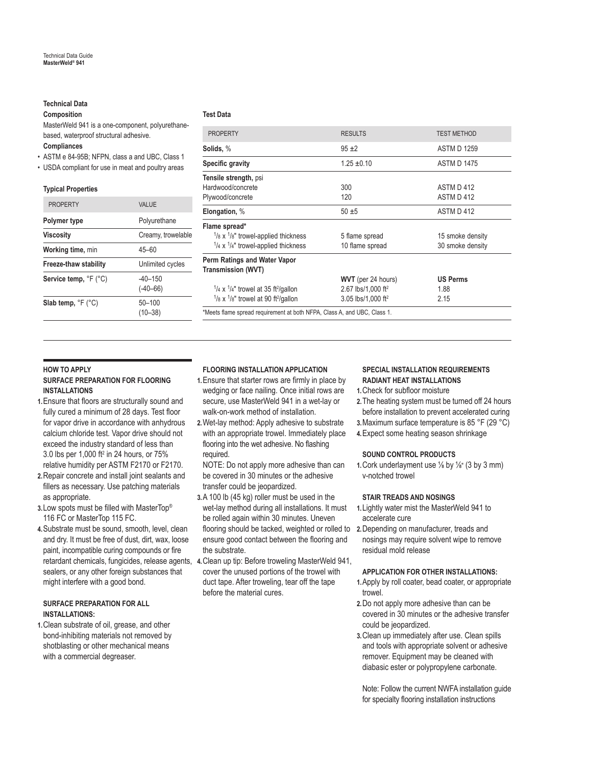## Technical Data

### Composition

MasterWeld 941 is a one-component, polyurethane-based, waterproof structural adhesive.

### Compliances

- ASTM e 84-95B; NFPN, class a and UBC, Class 1
- USDA compliant for use in meat and poultry areas

### Typical Properties

| PROPERTY | VALUE |
|---|---|
| **Polymer type** | Polyurethane |
| **Viscosity** | Creamy, trowelable |
| **Working time,** min | 45–60 |
| **Freeze-thaw stability** | Unlimited cycles |
| **Service temp,** °F (°C) | -40–150 (-40–66) |
| **Slab temp,** °F (°C) | 50–100 (10–38) |

### Test Data

| PROPERTY | RESULTS | TEST METHOD |
|---|---|---|
| **Solids,** % | 95 ±2 | ASTM D 1259 |
| **Specific gravity** | 1.25 ±0.10 | ASTM D 1475 |
| **Tensile strength,** psi | | |
| Hardwood/concrete | 300 | ASTM D 412 |
| Plywood/concrete | 120 | ASTM D 412 |
| **Elongation,** % | 50 ±5 | ASTM D 412 |
| **Flame spread*** | | |
| 1/8 x 1/8" trowel-applied thickness | 5 flame spread | 15 smoke density |
| 1/4 x 1/4" trowel-applied thickness | 10 flame spread | 30 smoke density |
| **Perm Ratings and Water Vapor Transmission (WVT)** | **WVT** (per 24 hours) | **US Perms** |
| 1/4 x 1/4" trowel at 35 ft²/gallon | 2.67 lbs/1,000 ft² | 1.88 |
| 1/8 x 1/8" trowel at 90 ft²/gallon | 3.05 lbs/1,000 ft² | 2.15 |

*Meets flame spread requirement at both NFPA, Class A, and UBC, Class 1.

## HOW TO APPLY

### SURFACE PREPARATION FOR FLOORING INSTALLATIONS

1. Ensure that floors are structurally sound and fully cured a minimum of 28 days. Test floor for vapor drive in accordance with anhydrous calcium chloride test. Vapor drive should not exceed the industry standard of less than 3.0 lbs per 1,000 ft² in 24 hours, or 75% relative humidity per ASTM F2170 or F2170.
2. Repair concrete and install joint sealants and fillers as necessary. Use patching materials as appropriate.
3. Low spots must be filled with MasterTop® 116 FC or MasterTop 115 FC.
4. Substrate must be sound, smooth, level, clean and dry. It must be free of dust, dirt, wax, loose paint, incompatible curing compounds or fire retardant chemicals, fungicides, release agents, sealers, or any other foreign substances that might interfere with a good bond.

### SURFACE PREPARATION FOR ALL INSTALLATIONS:

1. Clean substrate of oil, grease, and other bond-inhibiting materials not removed by shotblasting or other mechanical means with a commercial degreaser.

### FLOORING INSTALLATION APPLICATION

1. Ensure that starter rows are firmly in place by wedging or face nailing. Once initial rows are secure, use MasterWeld 941 in a wet-lay or walk-on-work method of installation.
2. Wet-lay method: Apply adhesive to substrate with an appropriate trowel. Immediately place flooring into the wet adhesive. No flashing required.

   NOTE: Do not apply more adhesive than can be covered in 30 minutes or the adhesive transfer could be jeopardized.
3. A 100 lb (45 kg) roller must be used in the wet-lay method during all installations. It must be rolled again within 30 minutes. Uneven flooring should be tacked, weighted or rolled to ensure good contact between the flooring and the substrate.
4. Clean up tip: Before troweling MasterWeld 941, cover the unused portions of the trowel with duct tape. After troweling, tear off the tape before the material cures.

### SPECIAL INSTALLATION REQUIREMENTS

### RADIANT HEAT INSTALLATIONS

1. Check for subfloor moisture
2. The heating system must be turned off 24 hours before installation to prevent accelerated curing
3. Maximum surface temperature is 85 °F (29 °C)
4. Expect some heating season shrinkage

### SOUND CONTROL PRODUCTS

1. Cork underlayment use ⅛ by ⅛" (3 by 3 mm) v-notched trowel

### STAIR TREADS AND NOSINGS

1. Lightly water mist the MasterWeld 941 to accelerate cure
2. Depending on manufacturer, treads and nosings may require solvent wipe to remove residual mold release

### APPLICATION FOR OTHER INSTALLATIONS:

1. Apply by roll coater, bead coater, or appropriate trowel.
2. Do not apply more adhesive than can be covered in 30 minutes or the adhesive transfer could be jeopardized.
3. Clean up immediately after use. Clean spills and tools with appropriate solvent or adhesive remover. Equipment may be cleaned with diabasic ester or polypropylene carbonate.

Note: Follow the current NWFA installation guide for specialty flooring installation instructions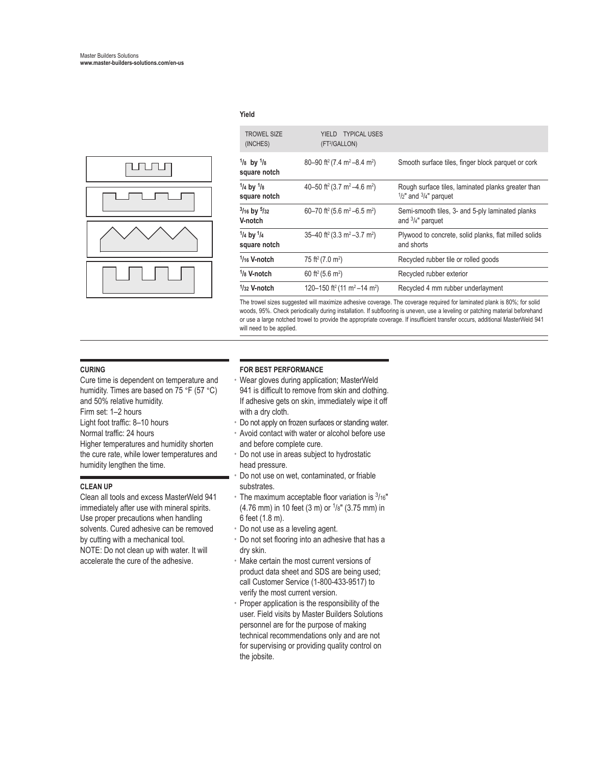**Yield**

| TROWEL SIZE (INCHES) | YIELD (FT²/GALLON) | TYPICAL USES |
|---|---|---|
| **1/8 by 1/8 square notch** | 80–90 ft² (7.4 m² –8.4 m²) | Smooth surface tiles, finger block parquet or cork |
| **1/4 by 1/8 square notch** | 40–50 ft² (3.7 m² –4.6 m²) | Rough surface tiles, laminated planks greater than 1/2" and 3/4" parquet |
| **3/16 by 5/32 V-notch** | 60–70 ft² (5.6 m² –6.5 m²) | Semi-smooth tiles, 3- and 5-ply laminated planks and 3/4" parquet |
| **1/4 by 1/4 square notch** | 35–40 ft² (3.3 m² –3.7 m²) | Plywood to concrete, solid planks, flat milled solids and shorts |
| **1/16 V-notch** | 75 ft² (7.0 m²) | Recycled rubber tile or rolled goods |
| **1/8 V-notch** | 60 ft² (5.6 m²) | Recycled rubber exterior |
| **1/32 V-notch** | 120–150 ft² (11 m² –14 m²) | Recycled 4 mm rubber underlayment |

The trowel sizes suggested will maximize adhesive coverage. The coverage required for laminated plank is 80%; for solid woods, 95%. Check periodically during installation. If subflooring is uneven, use a leveling or patching material beforehand or use a large notched trowel to provide the appropriate coverage. If insufficient transfer occurs, additional MasterWeld 941 will need to be applied.

### CURING

Cure time is dependent on temperature and humidity. Times are based on 75 °F (57 °C) and 50% relative humidity.

Firm set: 1–2 hours

Light foot traffic: 8–10 hours

Normal traffic: 24 hours

Higher temperatures and humidity shorten the cure rate, while lower temperatures and humidity lengthen the time.

### CLEAN UP

Clean all tools and excess MasterWeld 941 immediately after use with mineral spirits. Use proper precautions when handling solvents. Cured adhesive can be removed by cutting with a mechanical tool.

NOTE: Do not clean up with water. It will accelerate the cure of the adhesive.

### FOR BEST PERFORMANCE

- Wear gloves during application; MasterWeld 941 is difficult to remove from skin and clothing. If adhesive gets on skin, immediately wipe it off with a dry cloth.
- Do not apply on frozen surfaces or standing water.
- Avoid contact with water or alcohol before use and before complete cure.
- Do not use in areas subject to hydrostatic head pressure.
- Do not use on wet, contaminated, or friable substrates.
- The maximum acceptable floor variation is 3/16" (4.76 mm) in 10 feet (3 m) or 1/8" (3.75 mm) in 6 feet (1.8 m).
- Do not use as a leveling agent.
- Do not set flooring into an adhesive that has a dry skin.
- Make certain the most current versions of product data sheet and SDS are being used; call Customer Service (1-800-433-9517) to verify the most current version.
- Proper application is the responsibility of the user. Field visits by Master Builders Solutions personnel are for the purpose of making technical recommendations only and are not for supervising or providing quality control on the jobsite.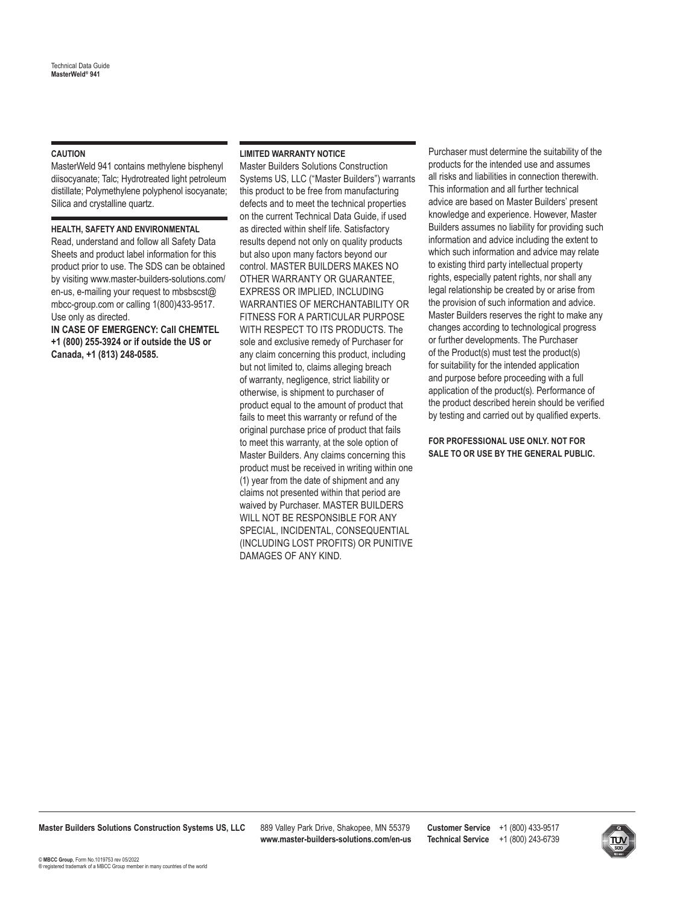## CAUTION

MasterWeld 941 contains methylene bisphenyl diisocyanate; Talc; Hydrotreated light petroleum distillate; Polymethylene polyphenol isocyanate; Silica and crystalline quartz.

## HEALTH, SAFETY AND ENVIRONMENTAL

Read, understand and follow all Safety Data Sheets and product label information for this product prior to use. The SDS can be obtained by visiting www.master-builders-solutions.com/en-us, e-mailing your request to mbsbscst@mbcc-group.com or calling 1(800)433-9517. Use only as directed.

**IN CASE OF EMERGENCY: Call CHEMTEL +1 (800) 255-3924 or if outside the US or Canada, +1 (813) 248-0585.**

## LIMITED WARRANTY NOTICE

Master Builders Solutions Construction Systems US, LLC ("Master Builders") warrants this product to be free from manufacturing defects and to meet the technical properties on the current Technical Data Guide, if used as directed within shelf life. Satisfactory results depend not only on quality products but also upon many factors beyond our control. MASTER BUILDERS MAKES NO OTHER WARRANTY OR GUARANTEE, EXPRESS OR IMPLIED, INCLUDING WARRANTIES OF MERCHANTABILITY OR FITNESS FOR A PARTICULAR PURPOSE WITH RESPECT TO ITS PRODUCTS. The sole and exclusive remedy of Purchaser for any claim concerning this product, including but not limited to, claims alleging breach of warranty, negligence, strict liability or otherwise, is shipment to purchaser of product equal to the amount of product that fails to meet this warranty or refund of the original purchase price of product that fails to meet this warranty, at the sole option of Master Builders. Any claims concerning this product must be received in writing within one (1) year from the date of shipment and any claims not presented within that period are waived by Purchaser. MASTER BUILDERS WILL NOT BE RESPONSIBLE FOR ANY SPECIAL, INCIDENTAL, CONSEQUENTIAL (INCLUDING LOST PROFITS) OR PUNITIVE DAMAGES OF ANY KIND.

Purchaser must determine the suitability of the products for the intended use and assumes all risks and liabilities in connection therewith. This information and all further technical advice are based on Master Builders' present knowledge and experience. However, Master Builders assumes no liability for providing such information and advice including the extent to which such information and advice may relate to existing third party intellectual property rights, especially patent rights, nor shall any legal relationship be created by or arise from the provision of such information and advice. Master Builders reserves the right to make any changes according to technological progress or further developments. The Purchaser of the Product(s) must test the product(s) for suitability for the intended application and purpose before proceeding with a full application of the product(s). Performance of the product described herein should be verified by testing and carried out by qualified experts.

**FOR PROFESSIONAL USE ONLY. NOT FOR SALE TO OR USE BY THE GENERAL PUBLIC.**

**Master Builders Solutions Construction Systems US, LLC** 889 Valley Park Drive, Shakopee, MN 55379 **www.master-builders-solutions.com/en-us**

**Customer Service** +1 (800) 433-9517
**Technical Service** +1 (800) 243-6739

© **MBCC Group**, Form No.1019753 rev 05/2022
® registered trademark of a MBCC Group member in many countries of the world